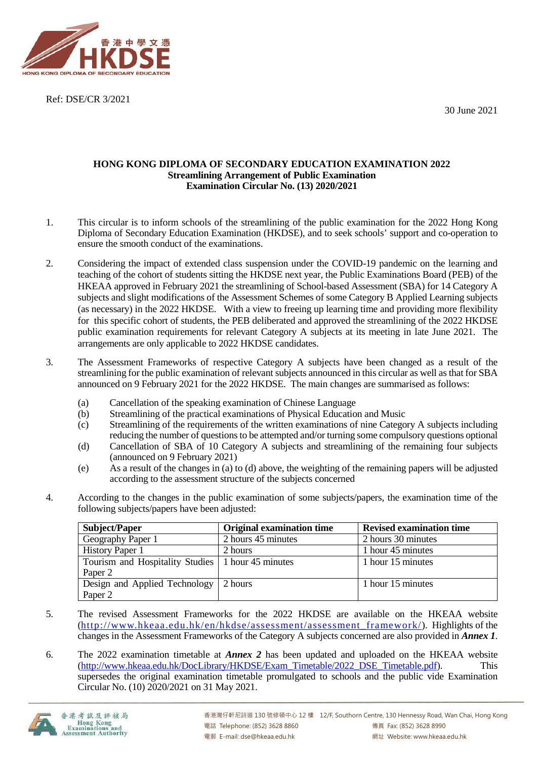Ref: DSE/CR 3/2021

30 June 2021

**HONG KONG DIPLOMA OF SECONDARY EDUCATION EXAMINATION 2022**
**Streamlining Arrangement of Public Examination**
**Examination Circular No. (13) 2020/2021**

1. This circular is to inform schools of the streamlining of the public examination for the 2022 Hong Kong Diploma of Secondary Education Examination (HKDSE), and to seek schools' support and co-operation to ensure the smooth conduct of the examinations.

2. Considering the impact of extended class suspension under the COVID-19 pandemic on the learning and teaching of the cohort of students sitting the HKDSE next year, the Public Examinations Board (PEB) of the HKEAA approved in February 2021 the streamlining of School-based Assessment (SBA) for 14 Category A subjects and slight modifications of the Assessment Schemes of some Category B Applied Learning subjects (as necessary) in the 2022 HKDSE. With a view to freeing up learning time and providing more flexibility for this specific cohort of students, the PEB deliberated and approved the streamlining of the 2022 HKDSE public examination requirements for relevant Category A subjects at its meeting in late June 2021. The arrangements are only applicable to 2022 HKDSE candidates.

3. The Assessment Frameworks of respective Category A subjects have been changed as a result of the streamlining for the public examination of relevant subjects announced in this circular as well as that for SBA announced on 9 February 2021 for the 2022 HKDSE. The main changes are summarised as follows:

   (a) Cancellation of the speaking examination of Chinese Language
   (b) Streamlining of the practical examinations of Physical Education and Music
   (c) Streamlining of the requirements of the written examinations of nine Category A subjects including reducing the number of questions to be attempted and/or turning some compulsory questions optional
   (d) Cancellation of SBA of 10 Category A subjects and streamlining of the remaining four subjects (announced on 9 February 2021)
   (e) As a result of the changes in (a) to (d) above, the weighting of the remaining papers will be adjusted according to the assessment structure of the subjects concerned

4. According to the changes in the public examination of some subjects/papers, the examination time of the following subjects/papers have been adjusted:

| Subject/Paper | Original examination time | Revised examination time |
|---|---|---|
| Geography Paper 1 | 2 hours 45 minutes | 2 hours 30 minutes |
| History Paper 1 | 2 hours | 1 hour 45 minutes |
| Tourism and Hospitality Studies Paper 2 | 1 hour 45 minutes | 1 hour 15 minutes |
| Design and Applied Technology Paper 2 | 2 hours | 1 hour 15 minutes |

5. The revised Assessment Frameworks for the 2022 HKDSE are available on the HKEAA website (http://www.hkeaa.edu.hk/en/hkdse/assessment/assessment_framework/). Highlights of the changes in the Assessment Frameworks of the Category A subjects concerned are also provided in ***Annex 1***.

6. The 2022 examination timetable at ***Annex 2*** has been updated and uploaded on the HKEAA website (http://www.hkeaa.edu.hk/DocLibrary/HKDSE/Exam_Timetable/2022_DSE_Timetable.pdf). This supersedes the original examination timetable promulgated to schools and the public vide Examination Circular No. (10) 2020/2021 on 31 May 2021.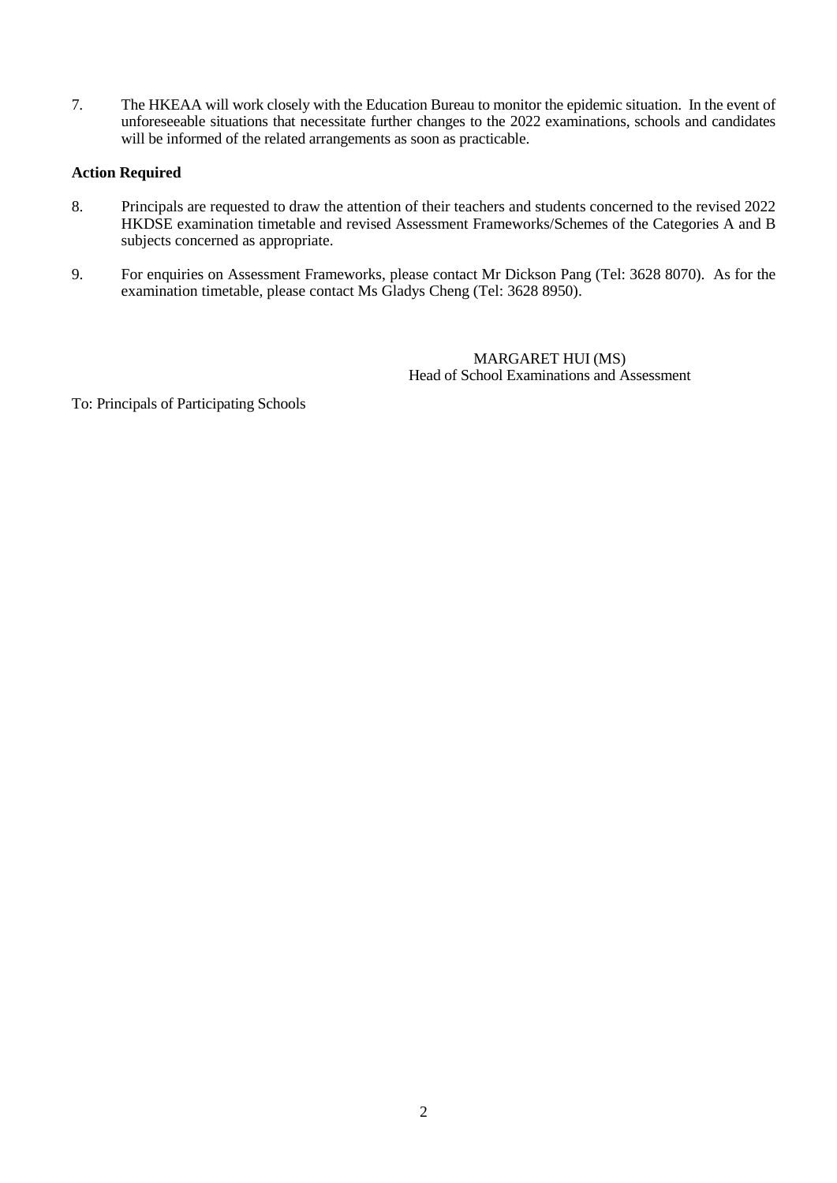7. The HKEAA will work closely with the Education Bureau to monitor the epidemic situation. In the event of unforeseeable situations that necessitate further changes to the 2022 examinations, schools and candidates will be informed of the related arrangements as soon as practicable.

**Action Required**

8. Principals are requested to draw the attention of their teachers and students concerned to the revised 2022 HKDSE examination timetable and revised Assessment Frameworks/Schemes of the Categories A and B subjects concerned as appropriate.

9. For enquiries on Assessment Frameworks, please contact Mr Dickson Pang (Tel: 3628 8070). As for the examination timetable, please contact Ms Gladys Cheng (Tel: 3628 8950).

MARGARET HUI (MS)
Head of School Examinations and Assessment

To: Principals of Participating Schools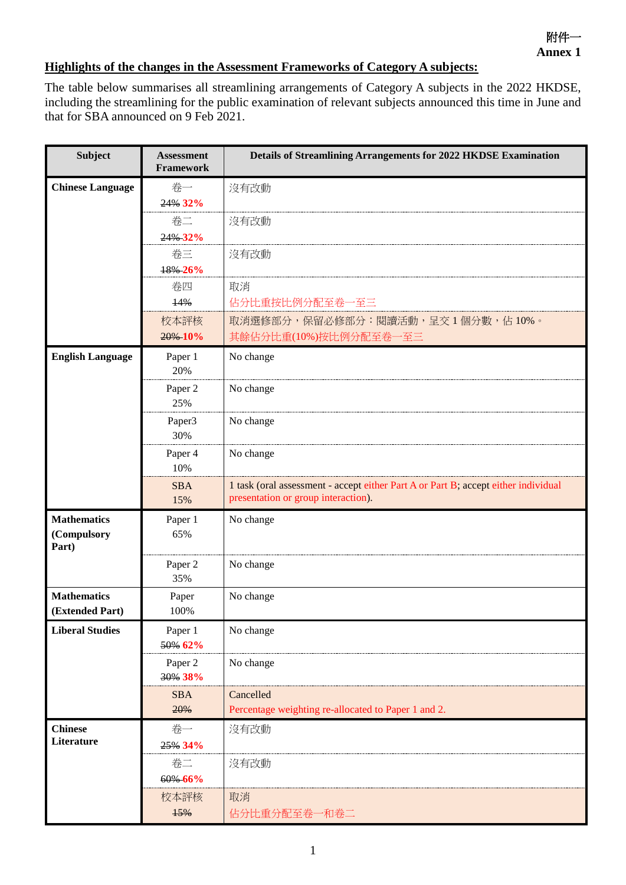附件一
**Annex 1**

**Highlights of the changes in the Assessment Frameworks of Category A subjects:**

The table below summarises all streamlining arrangements of Category A subjects in the 2022 HKDSE, including the streamlining for the public examination of relevant subjects announced this time in June and that for SBA announced on 9 Feb 2021.

| Subject | Assessment Framework | Details of Streamlining Arrangements for 2022 HKDSE Examination |
|---|---|---|
| **Chinese Language** | 卷一<br>~~24%~~ **32%** | 沒有改動 |
| | 卷二<br>~~24%~~ **32%** | 沒有改動 |
| | 卷三<br>~~18%~~ **26%** | 沒有改動 |
| | 卷四<br>~~14%~~ | 取消<br>佔分比重按比例分配至卷一至三 |
| | 校本評核<br>~~20%~~ **10%** | 取消選修部分，保留必修部分：閱讀活動，呈交 1 個分數，佔 10%。<br>其餘佔分比重(10%)按比例分配至卷一至三 |
| **English Language** | Paper 1<br>20% | No change |
| | Paper 2<br>25% | No change |
| | Paper3<br>30% | No change |
| | Paper 4<br>10% | No change |
| | SBA<br>15% | 1 task (oral assessment - accept either Part A or Part B; accept either individual presentation or group interaction). |
| **Mathematics (Compulsory Part)** | Paper 1<br>65% | No change |
| | Paper 2<br>35% | No change |
| **Mathematics (Extended Part)** | Paper<br>100% | No change |
| **Liberal Studies** | Paper 1<br>~~50%~~ **62%** | No change |
| | Paper 2<br>~~30%~~ **38%** | No change |
| | SBA<br>~~20%~~ | Cancelled<br>Percentage weighting re-allocated to Paper 1 and 2. |
| **Chinese Literature** | 卷一<br>~~25%~~ **34%** | 沒有改動 |
| | 卷二<br>~~60%~~ **66%** | 沒有改動 |
| | 校本評核<br>~~15%~~ | 取消<br>佔分比重分配至卷一和卷二 |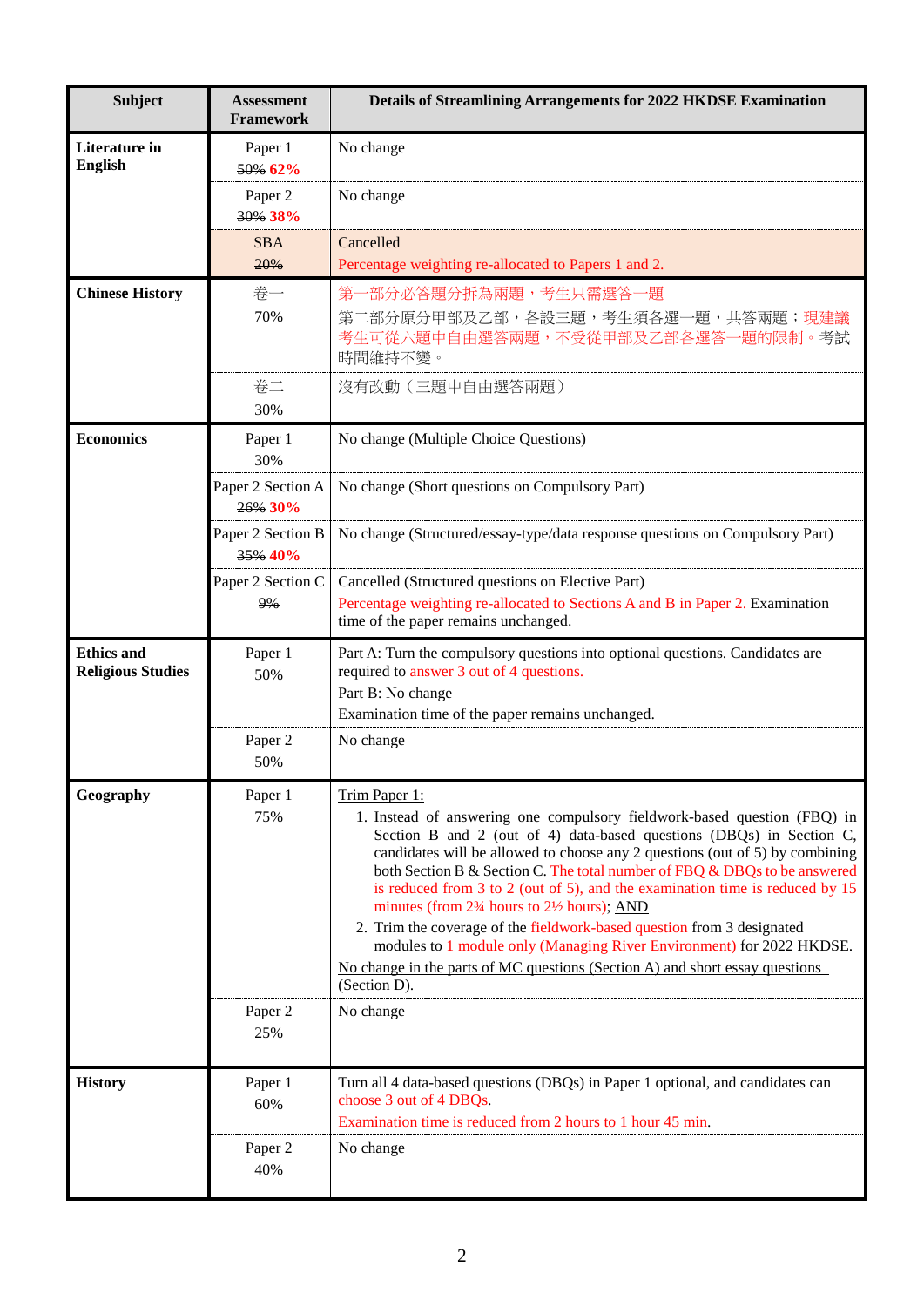| Subject | Assessment Framework | Details of Streamlining Arrangements for 2022 HKDSE Examination |
|---|---|---|
| **Literature in English** | Paper 1<br>~~50%~~ **62%** | No change |
| | Paper 2<br>~~30%~~ **38%** | No change |
| | SBA<br>~~20%~~ | Cancelled<br>Percentage weighting re-allocated to Papers 1 and 2. |
| **Chinese History** | 卷一<br>70% | 第一部分必答題分拆為兩題，考生只需選答一題<br>第二部分原分甲部及乙部，各設三題，考生須各選一題，共答兩題；現建議考生可從六題中自由選答兩題，不受從甲部及乙部各選答一題的限制。考試時間維持不變。 |
| | 卷二<br>30% | 沒有改動（三題中自由選答兩題） |
| **Economics** | Paper 1<br>30% | No change (Multiple Choice Questions) |
| | Paper 2 Section A<br>~~26%~~ **30%** | No change (Short questions on Compulsory Part) |
| | Paper 2 Section B<br>~~35%~~ **40%** | No change (Structured/essay-type/data response questions on Compulsory Part) |
| | Paper 2 Section C<br>~~9%~~ | Cancelled (Structured questions on Elective Part)<br>Percentage weighting re-allocated to Sections A and B in Paper 2. Examination time of the paper remains unchanged. |
| **Ethics and Religious Studies** | Paper 1<br>50% | Part A: Turn the compulsory questions into optional questions. Candidates are required to answer 3 out of 4 questions.<br>Part B: No change<br>Examination time of the paper remains unchanged. |
| | Paper 2<br>50% | No change |
| **Geography** | Paper 1<br>75% | Trim Paper 1:<br>1. Instead of answering one compulsory fieldwork-based question (FBQ) in Section B and 2 (out of 4) data-based questions (DBQs) in Section C, candidates will be allowed to choose any 2 questions (out of 5) by combining both Section B & Section C. The total number of FBQ & DBQs to be answered is reduced from 3 to 2 (out of 5), and the examination time is reduced by 15 minutes (from 2¾ hours to 2½ hours); AND<br>2. Trim the coverage of the fieldwork-based question from 3 designated modules to 1 module only (Managing River Environment) for 2022 HKDSE.<br>No change in the parts of MC questions (Section A) and short essay questions (Section D). |
| | Paper 2<br>25% | No change |
| **History** | Paper 1<br>60% | Turn all 4 data-based questions (DBQs) in Paper 1 optional, and candidates can choose 3 out of 4 DBQs.<br>Examination time is reduced from 2 hours to 1 hour 45 min. |
| | Paper 2<br>40% | No change |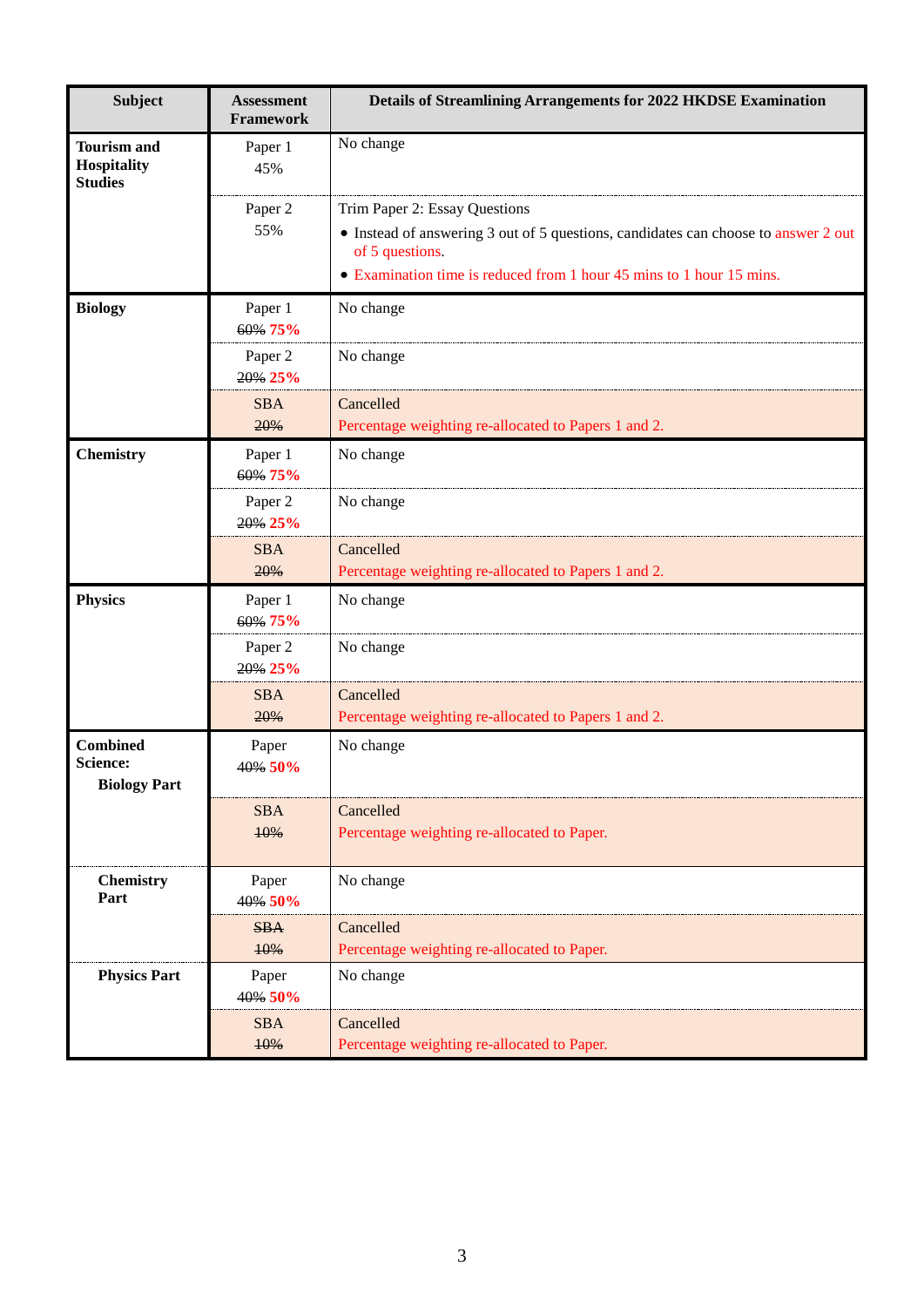| Subject | Assessment Framework | Details of Streamlining Arrangements for 2022 HKDSE Examination |
|---|---|---|
| **Tourism and Hospitality Studies** | Paper 1 45% | No change |
| | Paper 2 55% | Trim Paper 2: Essay Questions<br>• Instead of answering 3 out of 5 questions, candidates can choose to answer 2 out of 5 questions.<br>• Examination time is reduced from 1 hour 45 mins to 1 hour 15 mins. |
| **Biology** | Paper 1 ~~60%~~ **75%** | No change |
| | Paper 2 ~~20%~~ **25%** | No change |
| | SBA ~~20%~~ | Cancelled<br>Percentage weighting re-allocated to Papers 1 and 2. |
| **Chemistry** | Paper 1 ~~60%~~ **75%** | No change |
| | Paper 2 ~~20%~~ **25%** | No change |
| | SBA ~~20%~~ | Cancelled<br>Percentage weighting re-allocated to Papers 1 and 2. |
| **Physics** | Paper 1 ~~60%~~ **75%** | No change |
| | Paper 2 ~~20%~~ **25%** | No change |
| | SBA ~~20%~~ | Cancelled<br>Percentage weighting re-allocated to Papers 1 and 2. |
| **Combined Science: Biology Part** | Paper ~~40%~~ **50%** | No change |
| | SBA ~~10%~~ | Cancelled<br>Percentage weighting re-allocated to Paper. |
| **Chemistry Part** | Paper ~~40%~~ **50%** | No change |
| | ~~SBA~~ ~~10%~~ | Cancelled<br>Percentage weighting re-allocated to Paper. |
| **Physics Part** | Paper ~~40%~~ **50%** | No change |
| | SBA ~~10%~~ | Cancelled<br>Percentage weighting re-allocated to Paper. |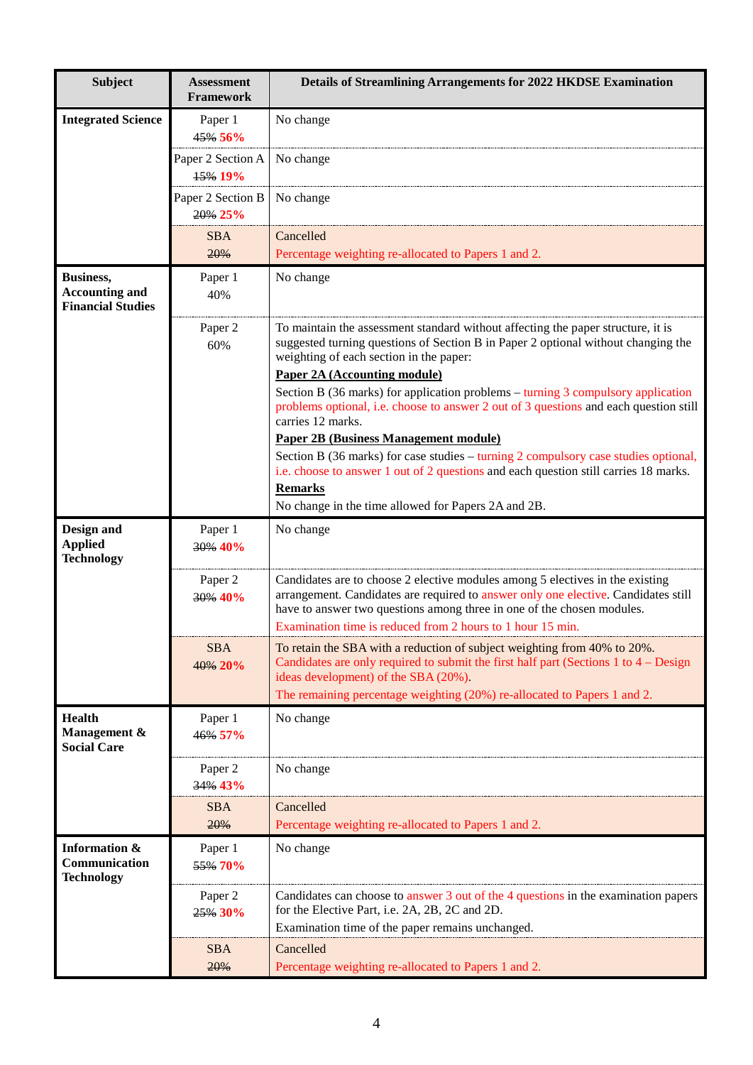| Subject | Assessment Framework | Details of Streamlining Arrangements for 2022 HKDSE Examination |
|---|---|---|
| **Integrated Science** | Paper 1<br>~~45%~~ **56%** | No change |
| | Paper 2 Section A<br>~~15%~~ **19%** | No change |
| | Paper 2 Section B<br>~~20%~~ **25%** | No change |
| | SBA<br>~~20%~~ | Cancelled<br>Percentage weighting re-allocated to Papers 1 and 2. |
| **Business, Accounting and Financial Studies** | Paper 1<br>40% | No change |
| | Paper 2<br>60% | To maintain the assessment standard without affecting the paper structure, it is suggested turning questions of Section B in Paper 2 optional without changing the weighting of each section in the paper:<br>**Paper 2A (Accounting module)**<br>Section B (36 marks) for application problems – turning 3 compulsory application problems optional, i.e. choose to answer 2 out of 3 questions and each question still carries 12 marks.<br>**Paper 2B (Business Management module)**<br>Section B (36 marks) for case studies – turning 2 compulsory case studies optional, i.e. choose to answer 1 out of 2 questions and each question still carries 18 marks.<br>**Remarks**<br>No change in the time allowed for Papers 2A and 2B. |
| **Design and Applied Technology** | Paper 1<br>~~30%~~ **40%** | No change |
| | Paper 2<br>~~30%~~ **40%** | Candidates are to choose 2 elective modules among 5 electives in the existing arrangement. Candidates are required to answer only one elective. Candidates still have to answer two questions among three in one of the chosen modules.<br>Examination time is reduced from 2 hours to 1 hour 15 min. |
| | SBA<br>~~40%~~ **20%** | To retain the SBA with a reduction of subject weighting from 40% to 20%. Candidates are only required to submit the first half part (Sections 1 to 4 – Design ideas development) of the SBA (20%).<br>The remaining percentage weighting (20%) re-allocated to Papers 1 and 2. |
| **Health Management & Social Care** | Paper 1<br>~~46%~~ **57%** | No change |
| | Paper 2<br>~~34%~~ **43%** | No change |
| | SBA<br>~~20%~~ | Cancelled<br>Percentage weighting re-allocated to Papers 1 and 2. |
| **Information & Communication Technology** | Paper 1<br>~~55%~~ **70%** | No change |
| | Paper 2<br>~~25%~~ **30%** | Candidates can choose to answer 3 out of the 4 questions in the examination papers for the Elective Part, i.e. 2A, 2B, 2C and 2D.<br>Examination time of the paper remains unchanged. |
| | SBA<br>~~20%~~ | Cancelled<br>Percentage weighting re-allocated to Papers 1 and 2. |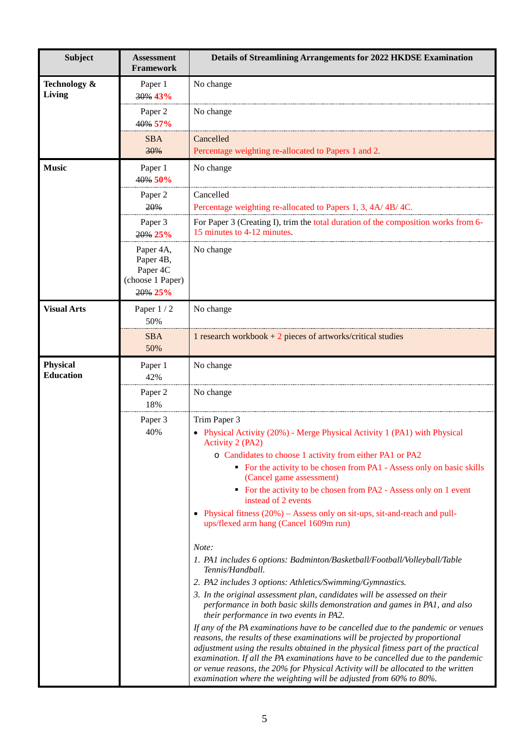| Subject | Assessment Framework | Details of Streamlining Arrangements for 2022 HKDSE Examination |
|---|---|---|
| **Technology & Living** | Paper 1<br>~~30%~~ **43%** | No change |
| | Paper 2<br>~~40%~~ **57%** | No change |
| | SBA<br>~~30%~~ | Cancelled<br>Percentage weighting re-allocated to Papers 1 and 2. |
| **Music** | Paper 1<br>~~40%~~ **50%** | No change |
| | Paper 2<br>~~20%~~ | Cancelled<br>Percentage weighting re-allocated to Papers 1, 3, 4A/ 4B/ 4C. |
| | Paper 3<br>~~20%~~ **25%** | For Paper 3 (Creating I), trim the total duration of the composition works from 6-15 minutes to 4-12 minutes. |
| | Paper 4A, Paper 4B, Paper 4C (choose 1 Paper)<br>~~20%~~ **25%** | No change |
| **Visual Arts** | Paper 1 / 2<br>50% | No change |
| | SBA<br>50% | 1 research workbook + 2 pieces of artworks/critical studies |
| **Physical Education** | Paper 1<br>42% | No change |
| | Paper 2<br>18% | No change |
| | Paper 3<br>40% | Trim Paper 3<br>• Physical Activity (20%) - Merge Physical Activity 1 (PA1) with Physical Activity 2 (PA2)<br>&nbsp;&nbsp;o Candidates to choose 1 activity from either PA1 or PA2<br>&nbsp;&nbsp;&nbsp;&nbsp;▪ For the activity to be chosen from PA1 - Assess only on basic skills (Cancel game assessment)<br>&nbsp;&nbsp;&nbsp;&nbsp;▪ For the activity to be chosen from PA2 - Assess only on 1 event instead of 2 events<br>• Physical fitness (20%) – Assess only on sit-ups, sit-and-reach and pull-ups/flexed arm hang (Cancel 1609m run)<br><br>*Note:*<br>*1. PA1 includes 6 options: Badminton/Basketball/Football/Volleyball/Table Tennis/Handball.*<br>*2. PA2 includes 3 options: Athletics/Swimming/Gymnastics.*<br>*3. In the original assessment plan, candidates will be assessed on their performance in both basic skills demonstration and games in PA1, and also their performance in two events in PA2.*<br>*If any of the PA examinations have to be cancelled due to the pandemic or venues reasons, the results of these examinations will be projected by proportional adjustment using the results obtained in the physical fitness part of the practical examination. If all the PA examinations have to be cancelled due to the pandemic or venue reasons, the 20% for Physical Activity will be allocated to the written examination where the weighting will be adjusted from 60% to 80%.* |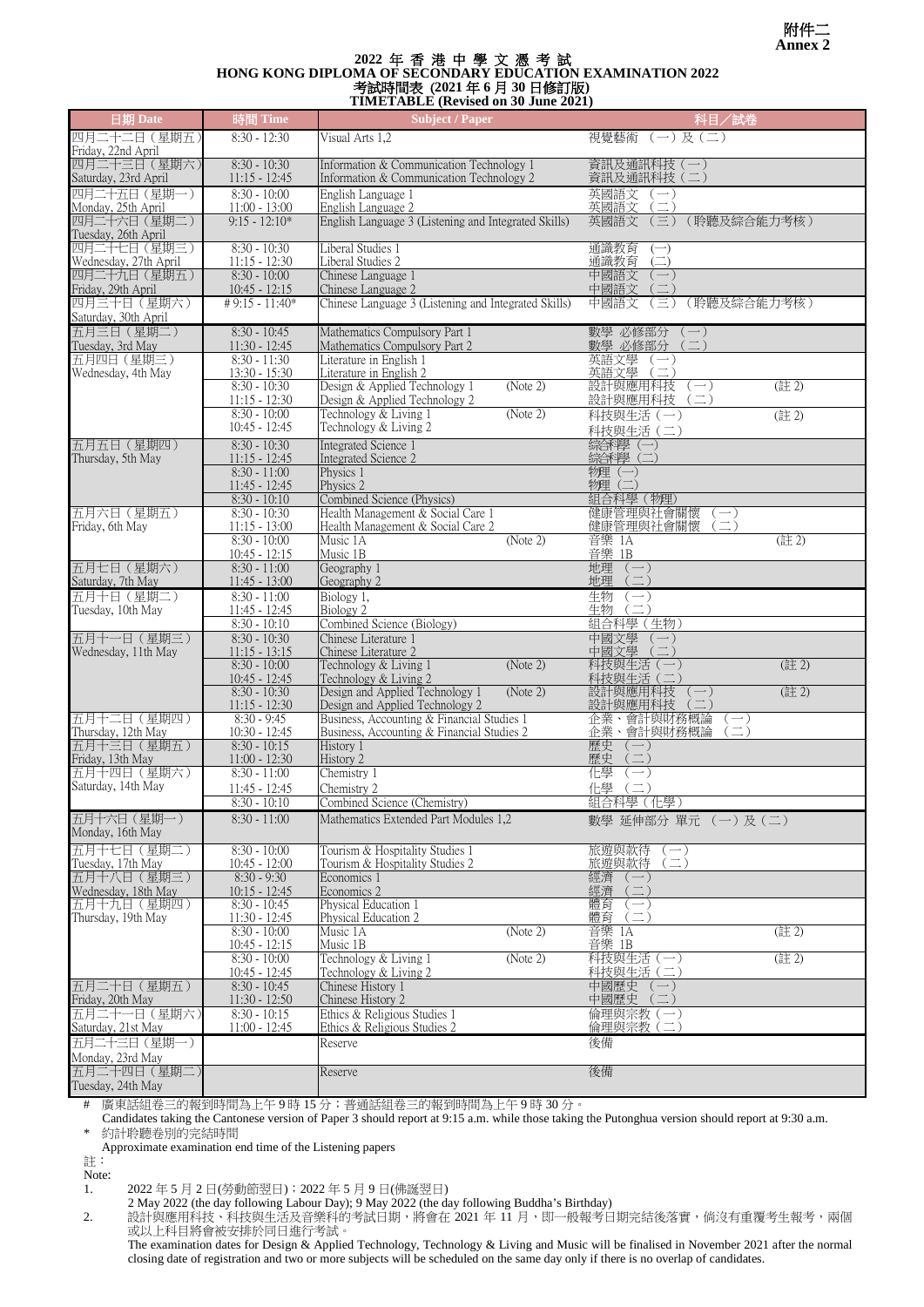附件二
**Annex 2**

# 2022 年 香 港 中 學 文 憑 考 試
# HONG KONG DIPLOMA OF SECONDARY EDUCATION EXAMINATION 2022
## 考試時間表 (2021 年 6 月 30 日修訂版)
## TIMETABLE (Revised on 30 June 2021)

| 日期 Date | 時間 Time | Subject / Paper | 科目／試卷 |
|---|---|---|---|
| 四月二十二日（星期五）<br>Friday, 22nd April | 8:30 - 12:30 | Visual Arts 1,2 | 視覺藝術 （一）及（二） |
| 四月二十三日（星期六）<br>Saturday, 23rd April | 8:30 - 10:30<br>11:15 - 12:45 | Information & Communication Technology 1<br>Information & Communication Technology 2 | 資訊及通訊科技（一）<br>資訊及通訊科技（二） |
| 四月二十五日（星期一）<br>Monday, 25th April | 8:30 - 10:00<br>11:00 - 13:00 | English Language 1<br>English Language 2 | 英國語文 （一）<br>英國語文 （二） |
| 四月二十六日（星期二）<br>Tuesday, 26th April | 9:15 - 12:10* | English Language 3 (Listening and Integrated Skills) | 英國語文 （三）（聆聽及綜合能力考核） |
| 四月二十七日（星期三）<br>Wednesday, 27th April | 8:30 - 10:30<br>11:15 - 12:30 | Liberal Studies 1<br>Liberal Studies 2 | 通識教育 （一）<br>通識教育 （二） |
| 四月二十九日（星期五）<br>Friday, 29th April | 8:30 - 10:00<br>10:45 - 12:15 | Chinese Language 1<br>Chinese Language 2 | 中國語文 （一）<br>中國語文 （二） |
| 四月三十日（星期六）<br>Saturday, 30th April | # 9:15 - 11:40* | Chinese Language 3 (Listening and Integrated Skills) | 中國語文 （三）（聆聽及綜合能力考核） |
| 五月三日（星期二）<br>Tuesday, 3rd May | 8:30 - 10:45<br>11:30 - 12:45 | Mathematics Compulsory Part 1<br>Mathematics Compulsory Part 2 | 數學 必修部分 （一）<br>數學 必修部分 （二） |
| 五月四日（星期三）<br>Wednesday, 4th May | 8:30 - 11:30<br>13:30 - 15:30 | Literature in English 1<br>Literature in English 2 | 英語文學 （一）<br>英語文學 （二） |
| | 8:30 - 10:30<br>11:15 - 12:30 | Design & Applied Technology 1 (Note 2)<br>Design & Applied Technology 2 | 設計與應用科技 （一） (註 2)<br>設計與應用科技 （二） |
| | 8:30 - 10:00<br>10:45 - 12:45 | Technology & Living 1 (Note 2)<br>Technology & Living 2 | 科技與生活（一） (註 2)<br>科技與生活（二） |
| 五月五日（星期四）<br>Thursday, 5th May | 8:30 - 10:30<br>11:15 - 12:45 | Integrated Science 1<br>Integrated Science 2 | 綜合科學（一）<br>綜合科學（二） |
| | 8:30 - 11:00<br>11:45 - 12:45 | Physics 1<br>Physics 2 | 物理（一）<br>物理（二） |
| | 8:30 - 10:10 | Combined Science (Physics) | 組合科學（物理） |
| 五月六日（星期五）<br>Friday, 6th May | 8:30 - 10:30<br>11:15 - 13:00 | Health Management & Social Care 1<br>Health Management & Social Care 2 | 健康管理與社會關懷 （一）<br>健康管理與社會關懷 （二） |
| | 8:30 - 10:00<br>10:45 - 12:15 | Music 1A (Note 2)<br>Music 1B | 音樂 1A (註 2)<br>音樂 1B |
| 五月七日（星期六）<br>Saturday, 7th May | 8:30 - 11:00<br>11:45 - 13:00 | Geography 1<br>Geography 2 | 地理 （一）<br>地理 （二） |
| 五月十日（星期二）<br>Tuesday, 10th May | 8:30 - 11:00<br>11:45 - 12:45 | Biology 1,<br>Biology 2 | 生物 （一）<br>生物 （二） |
| | 8:30 - 10:10 | Combined Science (Biology) | 組合科學（生物） |
| 五月十一日（星期三）<br>Wednesday, 11th May | 8:30 - 10:30<br>11:15 - 13:15 | Chinese Literature 1<br>Chinese Literature 2 | 中國文學 （一）<br>中國文學 （二） |
| | 8:30 - 10:00<br>10:45 - 12:45 | Technology & Living 1 (Note 2)<br>Technology & Living 2 | 科技與生活（一） (註 2)<br>科技與生活（二） |
| | 8:30 - 10:30<br>11:15 - 12:30 | Design and Applied Technology 1 (Note 2)<br>Design and Applied Technology 2 | 設計與應用科技 （一） (註 2)<br>設計與應用科技 （二） |
| 五月十二日（星期四）<br>Thursday, 12th May | 8:30 - 9:45<br>10:30 - 12:45 | Business, Accounting & Financial Studies 1<br>Business, Accounting & Financial Studies 2 | 企業、會計與財務概論 （一）<br>企業、會計與財務概論 （二） |
| 五月十三日（星期五）<br>Friday, 13th May | 8:30 - 10:15<br>11:00 - 12:30 | History 1<br>History 2 | 歷史 （一）<br>歷史 （二） |
| 五月十四日（星期六）<br>Saturday, 14th May | 8:30 - 11:00<br>11:45 - 12:45 | Chemistry 1<br>Chemistry 2 | 化學 （一）<br>化學 （二） |
| | 8:30 - 10:10 | Combined Science (Chemistry) | 組合科學（化學） |
| 五月十六日（星期一）<br>Monday, 16th May | 8:30 - 11:00 | Mathematics Extended Part Modules 1,2 | 數學 延伸部分 單元 （一）及（二） |
| 五月十七日（星期二）<br>Tuesday, 17th May | 8:30 - 10:00<br>10:45 - 12:00 | Tourism & Hospitality Studies 1<br>Tourism & Hospitality Studies 2 | 旅遊與款待 （一）<br>旅遊與款待 （二） |
| 五月十八日（星期三）<br>Wednesday, 18th May | 8:30 - 9:30<br>10:15 - 12:45 | Economics 1<br>Economics 2 | 經濟 （一）<br>經濟 （二） |
| 五月十九日（星期四）<br>Thursday, 19th May | 8:30 - 10:45<br>11:30 - 12:45 | Physical Education 1<br>Physical Education 2 | 體育 （一）<br>體育 （二） |
| | 8:30 - 10:00<br>10:45 - 12:15 | Music 1A (Note 2)<br>Music 1B | 音樂 1A (註 2)<br>音樂 1B |
| | 8:30 - 10:00<br>10:45 - 12:45 | Technology & Living 1 (Note 2)<br>Technology & Living 2 | 科技與生活（一） (註 2)<br>科技與生活（二） |
| 五月二十日（星期五）<br>Friday, 20th May | 8:30 - 10:45<br>11:30 - 12:50 | Chinese History 1<br>Chinese History 2 | 中國歷史 （一）<br>中國歷史 （二） |
| 五月二十一日（星期六）<br>Saturday, 21st May | 8:30 - 10:15<br>11:00 - 12:45 | Ethics & Religious Studies 1<br>Ethics & Religious Studies 2 | 倫理與宗教（一）<br>倫理與宗教（二） |
| 五月二十三日（星期一）<br>Monday, 23rd May | | Reserve | 後備 |
| 五月二十四日（星期二）<br>Tuesday, 24th May | | Reserve | 後備 |

\# 廣東話組卷三的報到時間為上午 9 時 15 分；普通話組卷三的報到時間為上午 9 時 30 分。
Candidates taking the Cantonese version of Paper 3 should report at 9:15 a.m. while those taking the Putonghua version should report at 9:30 a.m.

\* 約計聆聽卷別的完結時間
Approximate examination end time of the Listening papers

註：
Note:

1. 2022 年 5 月 2 日(勞動節翌日)；2022 年 5 月 9 日(佛誕翌日)
   2 May 2022 (the day following Labour Day); 9 May 2022 (the day following Buddha's Birthday)
2. 設計與應用科技、科技與生活及音樂科的考試日期，將會在 2021 年 11 月，即一般報考日期完結後落實，倘沒有重覆考生報考，兩個或以上科目將會被安排於同日進行考試。
   The examination dates for Design & Applied Technology, Technology & Living and Music will be finalised in November 2021 after the normal closing date of registration and two or more subjects will be scheduled on the same day only if there is no overlap of candidates.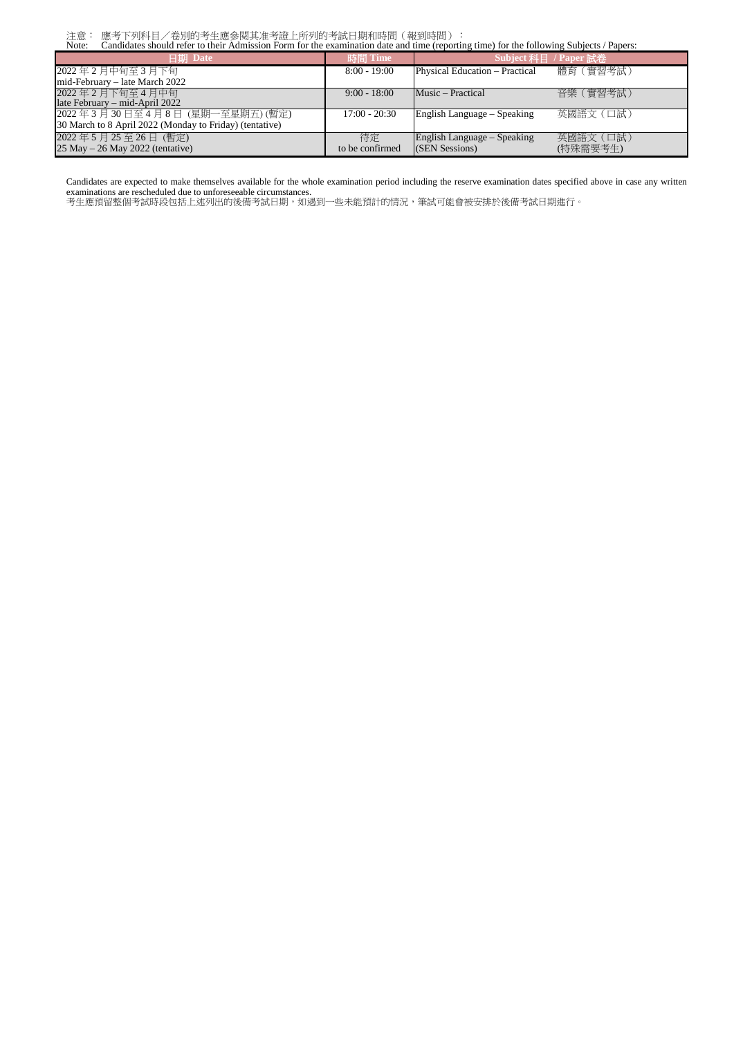注意： 應考下列科目／卷別的考生應參閱其准考證上所列的考試日期和時間（報到時間）：

Note: Candidates should refer to their Admission Form for the examination date and time (reporting time) for the following Subjects / Papers:

| 日期 Date | 時間 Time | Subject 科目 / Paper 試卷 | |
|---|---|---|---|
| 2022 年 2 月中旬至 3 月下旬<br>mid-February – late March 2022 | 8:00 - 19:00 | Physical Education – Practical | 體育（實習考試） |
| 2022 年 2 月下旬至 4 月中旬<br>late February – mid-April 2022 | 9:00 - 18:00 | Music – Practical | 音樂（實習考試） |
| 2022 年 3 月 30 日至 4 月 8 日 (星期一至星期五) (暫定)<br>30 March to 8 April 2022 (Monday to Friday) (tentative) | 17:00 - 20:30 | English Language – Speaking | 英國語文（口試） |
| 2022 年 5 月 25 至 26 日 (暫定)<br>25 May – 26 May 2022 (tentative) | 待定<br>to be confirmed | English Language – Speaking<br>(SEN Sessions) | 英國語文（口試）<br>(特殊需要考生) |

Candidates are expected to make themselves available for the whole examination period including the reserve examination dates specified above in case any written examinations are rescheduled due to unforeseeable circumstances.

考生應預留整個考試時段包括上述列出的後備考試日期，如遇到一些未能預計的情況，筆試可能會被安排於後備考試日期進行。